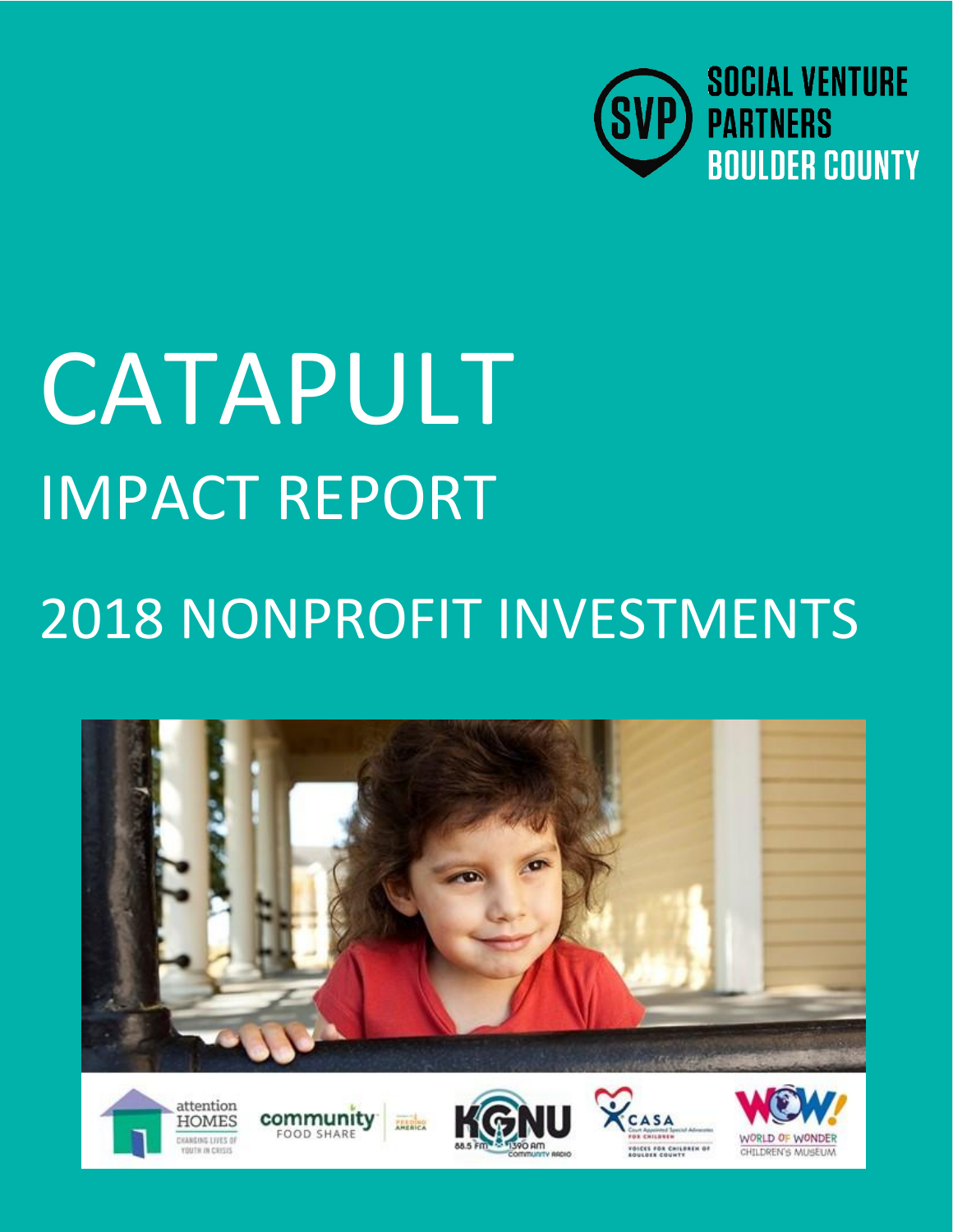SOCIAL VENTURE PARTNERS BOULDER COUNTY

# CATAPULT

## IMPACT REPORT

## 2018 NONPROFIT INVESTMENTS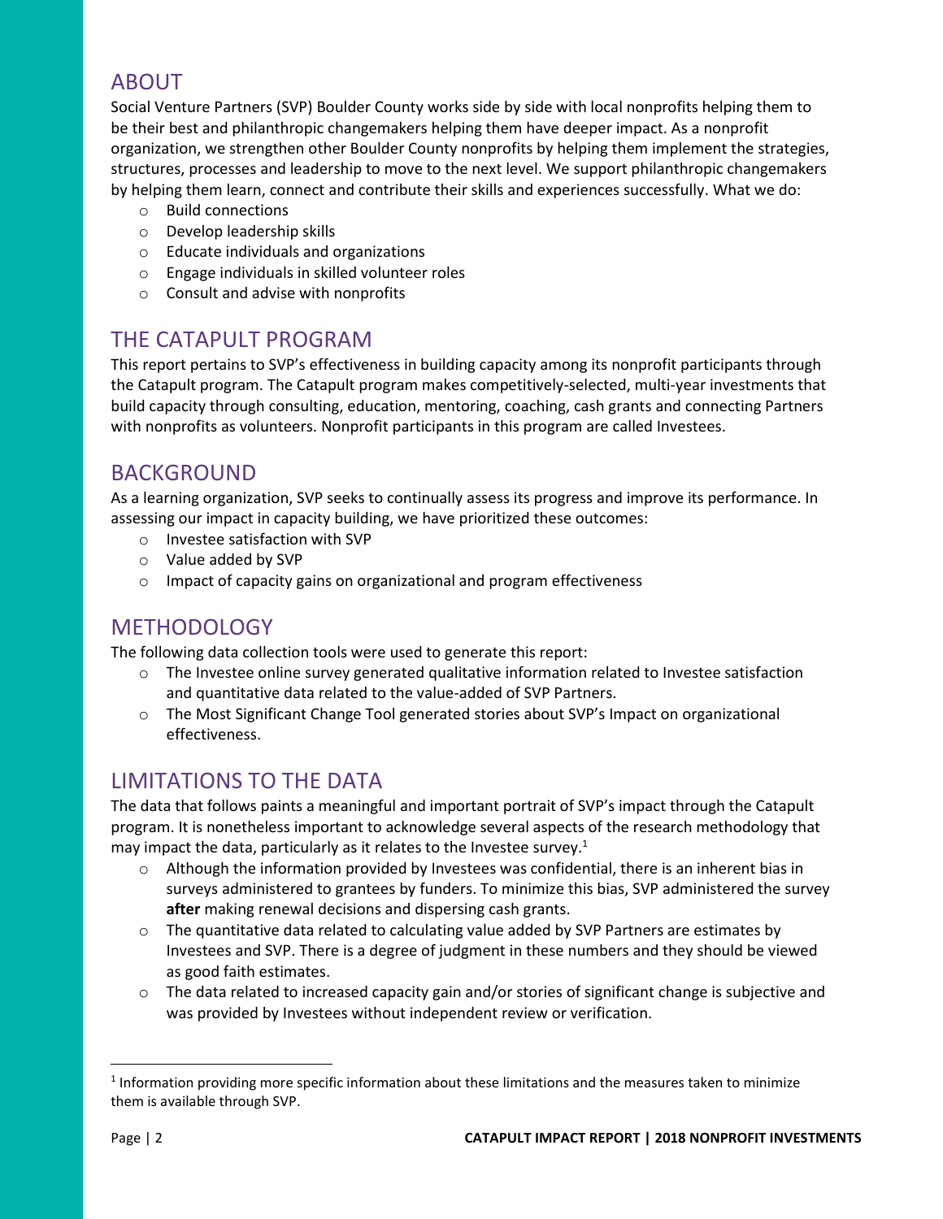## ABOUT

Social Venture Partners (SVP) Boulder County works side by side with local nonprofits helping them to be their best and philanthropic changemakers helping them have deeper impact. As a nonprofit organization, we strengthen other Boulder County nonprofits by helping them implement the strategies, structures, processes and leadership to move to the next level. We support philanthropic changemakers by helping them learn, connect and contribute their skills and experiences successfully. What we do:

- Build connections
- Develop leadership skills
- Educate individuals and organizations
- Engage individuals in skilled volunteer roles
- Consult and advise with nonprofits

## THE CATAPULT PROGRAM

This report pertains to SVP's effectiveness in building capacity among its nonprofit participants through the Catapult program. The Catapult program makes competitively-selected, multi-year investments that build capacity through consulting, education, mentoring, coaching, cash grants and connecting Partners with nonprofits as volunteers. Nonprofit participants in this program are called Investees.

## BACKGROUND

As a learning organization, SVP seeks to continually assess its progress and improve its performance. In assessing our impact in capacity building, we have prioritized these outcomes:

- Investee satisfaction with SVP
- Value added by SVP
- Impact of capacity gains on organizational and program effectiveness

## METHODOLOGY

The following data collection tools were used to generate this report:

- The Investee online survey generated qualitative information related to Investee satisfaction and quantitative data related to the value-added of SVP Partners.
- The Most Significant Change Tool generated stories about SVP's Impact on organizational effectiveness.

## LIMITATIONS TO THE DATA

The data that follows paints a meaningful and important portrait of SVP's impact through the Catapult program. It is nonetheless important to acknowledge several aspects of the research methodology that may impact the data, particularly as it relates to the Investee survey.[1]

- Although the information provided by Investees was confidential, there is an inherent bias in surveys administered to grantees by funders. To minimize this bias, SVP administered the survey **after** making renewal decisions and dispersing cash grants.
- The quantitative data related to calculating value added by SVP Partners are estimates by Investees and SVP. There is a degree of judgment in these numbers and they should be viewed as good faith estimates.
- The data related to increased capacity gain and/or stories of significant change is subjective and was provided by Investees without independent review or verification.

[1] Information providing more specific information about these limitations and the measures taken to minimize them is available through SVP.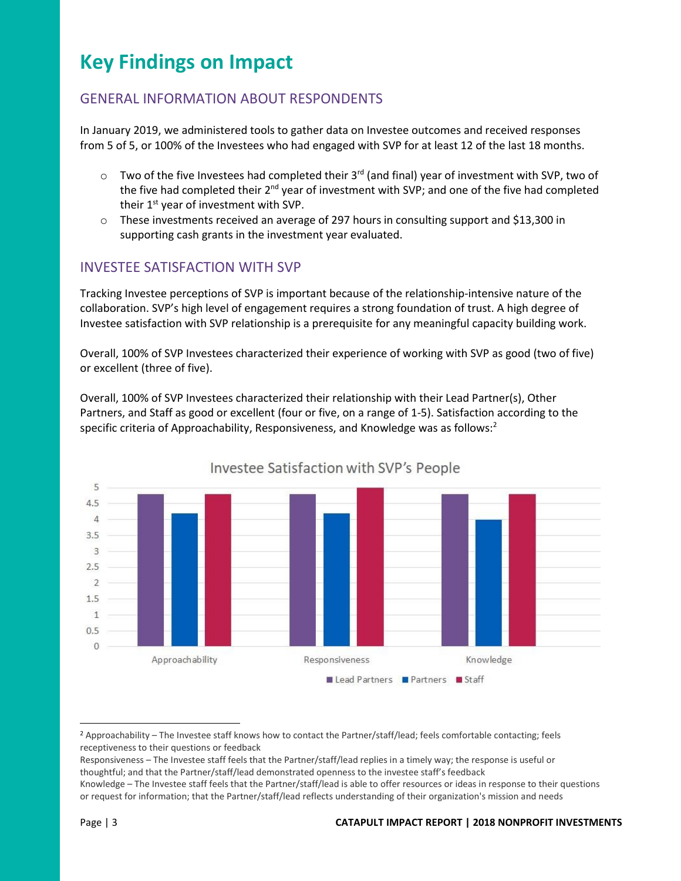# Key Findings on Impact

## GENERAL INFORMATION ABOUT RESPONDENTS

In January 2019, we administered tools to gather data on Investee outcomes and received responses from 5 of 5, or 100% of the Investees who had engaged with SVP for at least 12 of the last 18 months.

- Two of the five Investees had completed their 3rd (and final) year of investment with SVP, two of the five had completed their 2nd year of investment with SVP; and one of the five had completed their 1st year of investment with SVP.
- These investments received an average of 297 hours in consulting support and $13,300 in supporting cash grants in the investment year evaluated.

## INVESTEE SATISFACTION WITH SVP

Tracking Investee perceptions of SVP is important because of the relationship-intensive nature of the collaboration. SVP's high level of engagement requires a strong foundation of trust. A high degree of Investee satisfaction with SVP relationship is a prerequisite for any meaningful capacity building work.

Overall, 100% of SVP Investees characterized their experience of working with SVP as good (two of five) or excellent (three of five).

Overall, 100% of SVP Investees characterized their relationship with their Lead Partner(s), Other Partners, and Staff as good or excellent (four or five, on a range of 1-5). Satisfaction according to the specific criteria of Approachability, Responsiveness, and Knowledge was as follows:[2]

**Investee Satisfaction with SVP's People**

| | Lead Partners | Partners | Staff |
|---|---|---|---|
| Approachability | 4.8 | 4.2 | 4.8 |
| Responsiveness | 4.8 | 4.2 | 5 |
| Knowledge | 4.8 | 4 | 4.8 |

---

[2] Approachability – The Investee staff knows how to contact the Partner/staff/lead; feels comfortable contacting; feels receptiveness to their questions or feedback
Responsiveness – The Investee staff feels that the Partner/staff/lead replies in a timely way; the response is useful or thoughtful; and that the Partner/staff/lead demonstrated openness to the investee staff's feedback
Knowledge – The Investee staff feels that the Partner/staff/lead is able to offer resources or ideas in response to their questions or request for information; that the Partner/staff/lead reflects understanding of their organization's mission and needs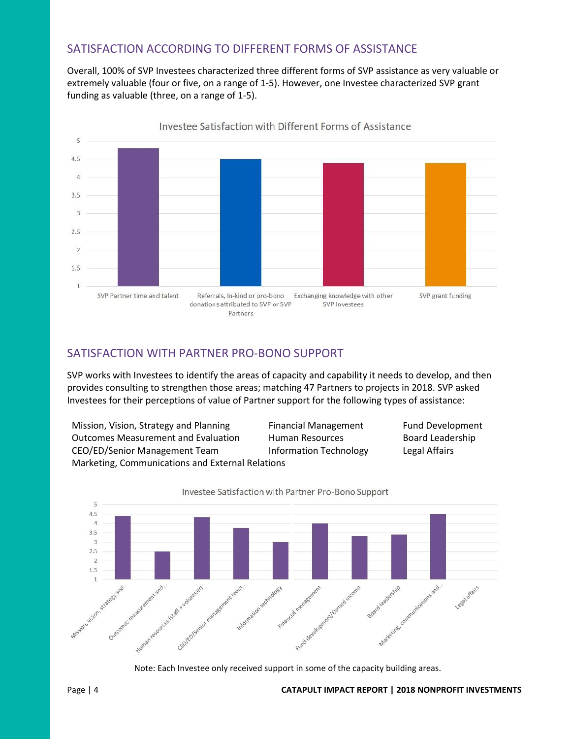## SATISFACTION ACCORDING TO DIFFERENT FORMS OF ASSISTANCE

Overall, 100% of SVP Investees characterized three different forms of SVP assistance as very valuable or extremely valuable (four or five, on a range of 1-5). However, one Investee characterized SVP grant funding as valuable (three, on a range of 1-5).

Investee Satisfaction with Different Forms of Assistance

## SATISFACTION WITH PARTNER PRO-BONO SUPPORT

SVP works with Investees to identify the areas of capacity and capability it needs to develop, and then provides consulting to strengthen those areas; matching 47 Partners to projects in 2018. SVP asked Investees for their perceptions of value of Partner support for the following types of assistance:

- Mission, Vision, Strategy and Planning
- Outcomes Measurement and Evaluation
- CEO/ED/Senior Management Team
- Marketing, Communications and External Relations
- Financial Management
- Human Resources
- Information Technology
- Fund Development
- Board Leadership
- Legal Affairs

Investee Satisfaction with Partner Pro-Bono Support

Note: Each Investee only received support in some of the capacity building areas.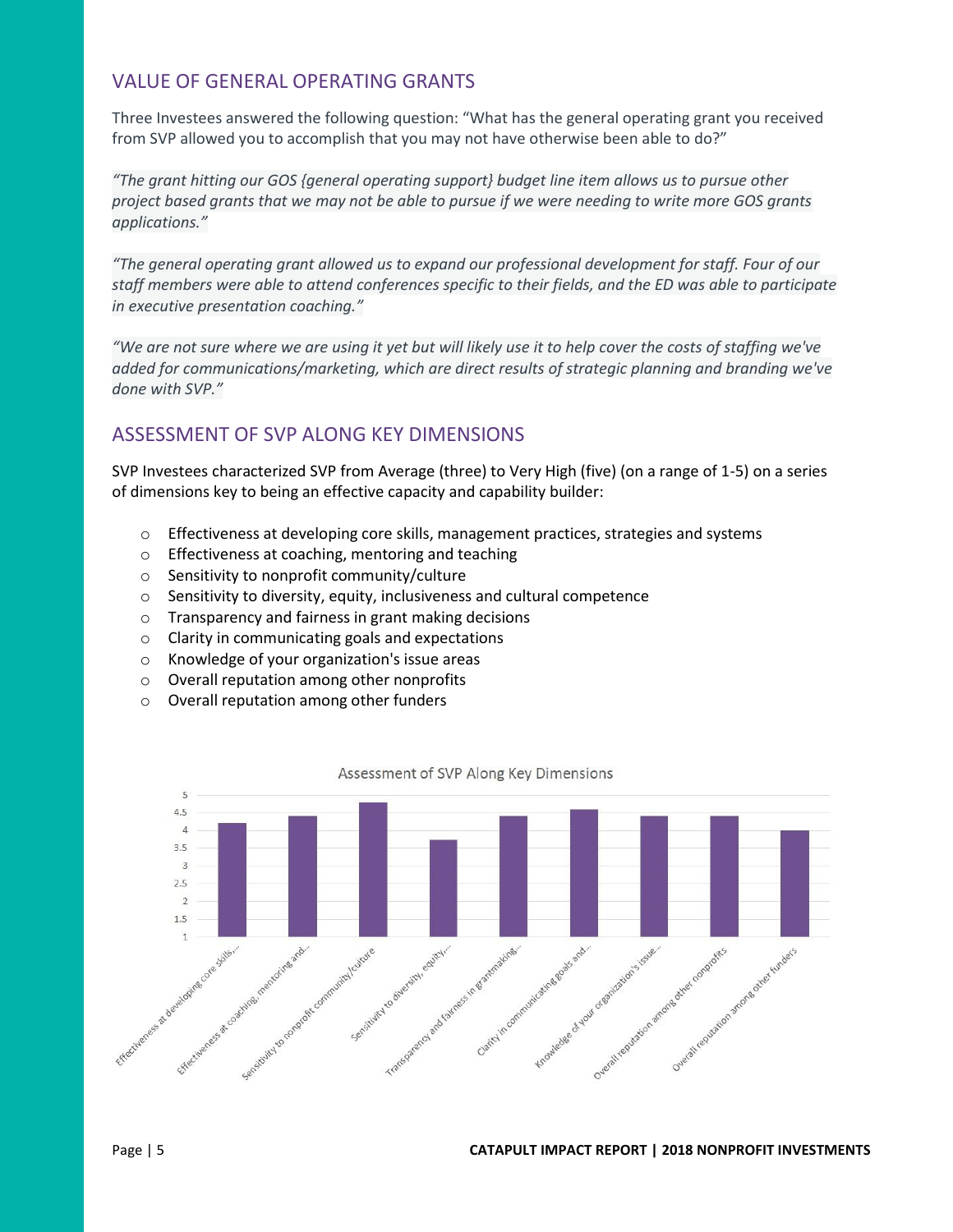## VALUE OF GENERAL OPERATING GRANTS

Three Investees answered the following question: "What has the general operating grant you received from SVP allowed you to accomplish that you may not have otherwise been able to do?"

*"The grant hitting our GOS {general operating support} budget line item allows us to pursue other project based grants that we may not be able to pursue if we were needing to write more GOS grants applications."*

*"The general operating grant allowed us to expand our professional development for staff. Four of our staff members were able to attend conferences specific to their fields, and the ED was able to participate in executive presentation coaching."*

*"We are not sure where we are using it yet but will likely use it to help cover the costs of staffing we've added for communications/marketing, which are direct results of strategic planning and branding we've done with SVP."*

## ASSESSMENT OF SVP ALONG KEY DIMENSIONS

SVP Investees characterized SVP from Average (three) to Very High (five) (on a range of 1-5) on a series of dimensions key to being an effective capacity and capability builder:

- Effectiveness at developing core skills, management practices, strategies and systems
- Effectiveness at coaching, mentoring and teaching
- Sensitivity to nonprofit community/culture
- Sensitivity to diversity, equity, inclusiveness and cultural competence
- Transparency and fairness in grant making decisions
- Clarity in communicating goals and expectations
- Knowledge of your organization's issue areas
- Overall reputation among other nonprofits
- Overall reputation among other funders

Assessment of SVP Along Key Dimensions

| Dimension | Score (approx.) |
|---|---|
| Effectiveness at developing core skills,... | 4.2 |
| Effectiveness at coaching, mentoring and... | 4.4 |
| Sensitivity to nonprofit community/culture | 4.8 |
| Sensitivity to diversity, equity,... | 3.75 |
| Transparency and fairness in grantmaking... | 4.4 |
| Clarity in communicating goals and... | 4.6 |
| Knowledge of your organization's issue... | 4.4 |
| Overall reputation among other nonprofits | 4.4 |
| Overall reputation among other funders | 4 |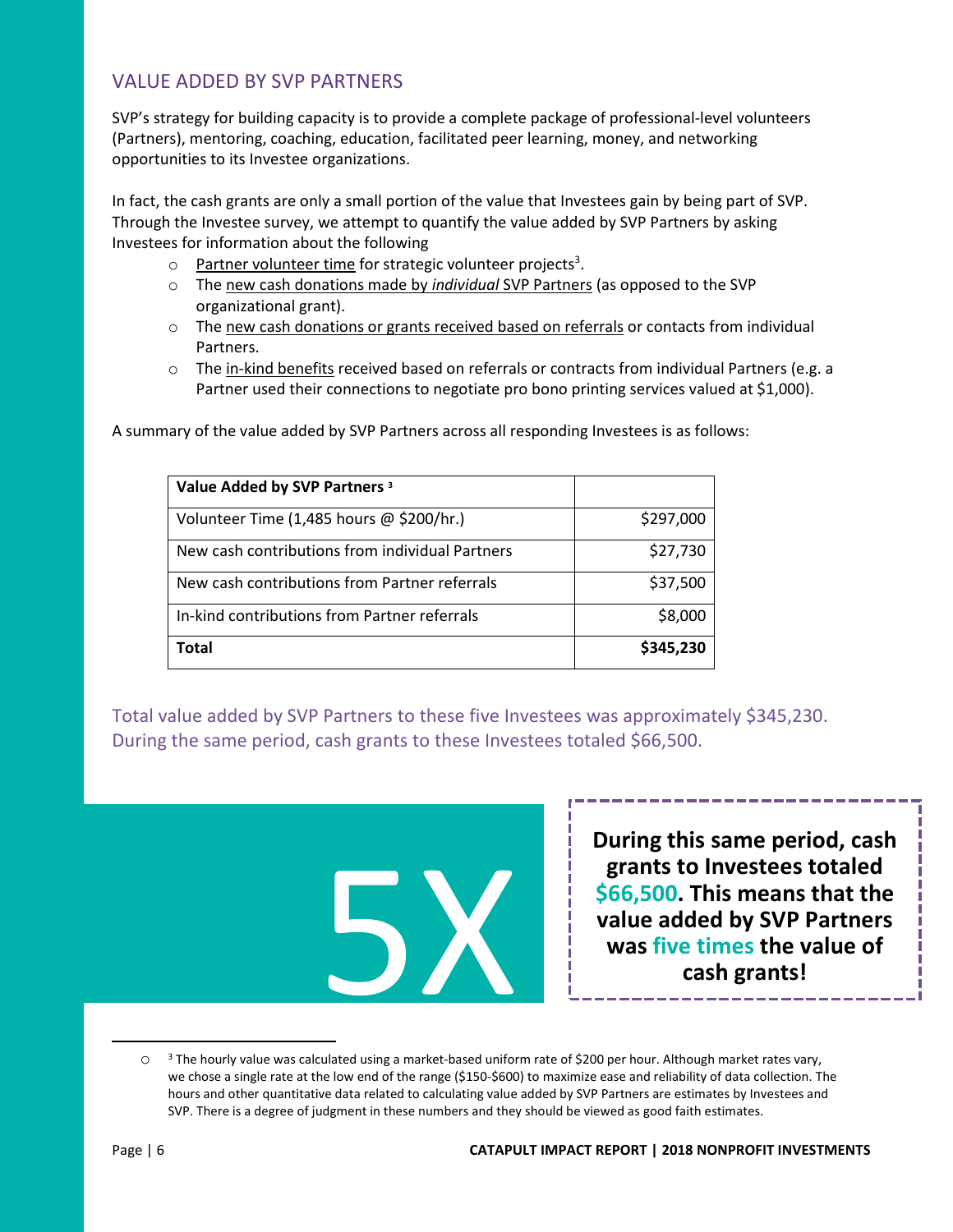## VALUE ADDED BY SVP PARTNERS

SVP's strategy for building capacity is to provide a complete package of professional-level volunteers (Partners), mentoring, coaching, education, facilitated peer learning, money, and networking opportunities to its Investee organizations.

In fact, the cash grants are only a small portion of the value that Investees gain by being part of SVP. Through the Investee survey, we attempt to quantify the value added by SVP Partners by asking Investees for information about the following

- Partner volunteer time for strategic volunteer projects[3].
- The new cash donations made by *individual* SVP Partners (as opposed to the SVP organizational grant).
- The new cash donations or grants received based on referrals or contacts from individual Partners.
- The in-kind benefits received based on referrals or contracts from individual Partners (e.g. a Partner used their connections to negotiate pro bono printing services valued at $1,000).

A summary of the value added by SVP Partners across all responding Investees is as follows:

| **Value Added by SVP Partners [3]** | |
|---|---:|
| Volunteer Time (1,485 hours @ $200/hr.) | $297,000 |
| New cash contributions from individual Partners | $27,730 |
| New cash contributions from Partner referrals | $37,500 |
| In-kind contributions from Partner referrals | $8,000 |
| **Total** | **$345,230** |

Total value added by SVP Partners to these five Investees was approximately $345,230. During the same period, cash grants to these Investees totaled $66,500.

5X

**During this same period, cash grants to Investees totaled $66,500. This means that the value added by SVP Partners was five times the value of cash grants!**

[3] The hourly value was calculated using a market-based uniform rate of $200 per hour. Although market rates vary, we chose a single rate at the low end of the range ($150-$600) to maximize ease and reliability of data collection. The hours and other quantitative data related to calculating value added by SVP Partners are estimates by Investees and SVP. There is a degree of judgment in these numbers and they should be viewed as good faith estimates.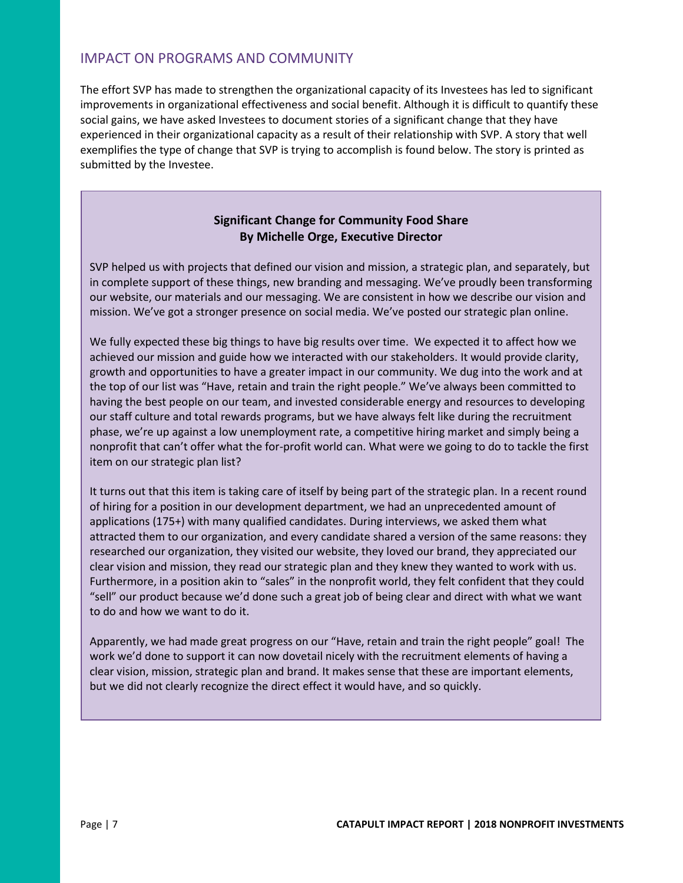## IMPACT ON PROGRAMS AND COMMUNITY

The effort SVP has made to strengthen the organizational capacity of its Investees has led to significant improvements in organizational effectiveness and social benefit. Although it is difficult to quantify these social gains, we have asked Investees to document stories of a significant change that they have experienced in their organizational capacity as a result of their relationship with SVP. A story that well exemplifies the type of change that SVP is trying to accomplish is found below. The story is printed as submitted by the Investee.

**Significant Change for Community Food Share**
**By Michelle Orge, Executive Director**

SVP helped us with projects that defined our vision and mission, a strategic plan, and separately, but in complete support of these things, new branding and messaging. We've proudly been transforming our website, our materials and our messaging. We are consistent in how we describe our vision and mission. We've got a stronger presence on social media. We've posted our strategic plan online.

We fully expected these big things to have big results over time. We expected it to affect how we achieved our mission and guide how we interacted with our stakeholders. It would provide clarity, growth and opportunities to have a greater impact in our community. We dug into the work and at the top of our list was "Have, retain and train the right people." We've always been committed to having the best people on our team, and invested considerable energy and resources to developing our staff culture and total rewards programs, but we have always felt like during the recruitment phase, we're up against a low unemployment rate, a competitive hiring market and simply being a nonprofit that can't offer what the for-profit world can. What were we going to do to tackle the first item on our strategic plan list?

It turns out that this item is taking care of itself by being part of the strategic plan. In a recent round of hiring for a position in our development department, we had an unprecedented amount of applications (175+) with many qualified candidates. During interviews, we asked them what attracted them to our organization, and every candidate shared a version of the same reasons: they researched our organization, they visited our website, they loved our brand, they appreciated our clear vision and mission, they read our strategic plan and they knew they wanted to work with us. Furthermore, in a position akin to "sales" in the nonprofit world, they felt confident that they could "sell" our product because we'd done such a great job of being clear and direct with what we want to do and how we want to do it.

Apparently, we had made great progress on our "Have, retain and train the right people" goal! The work we'd done to support it can now dovetail nicely with the recruitment elements of having a clear vision, mission, strategic plan and brand. It makes sense that these are important elements, but we did not clearly recognize the direct effect it would have, and so quickly.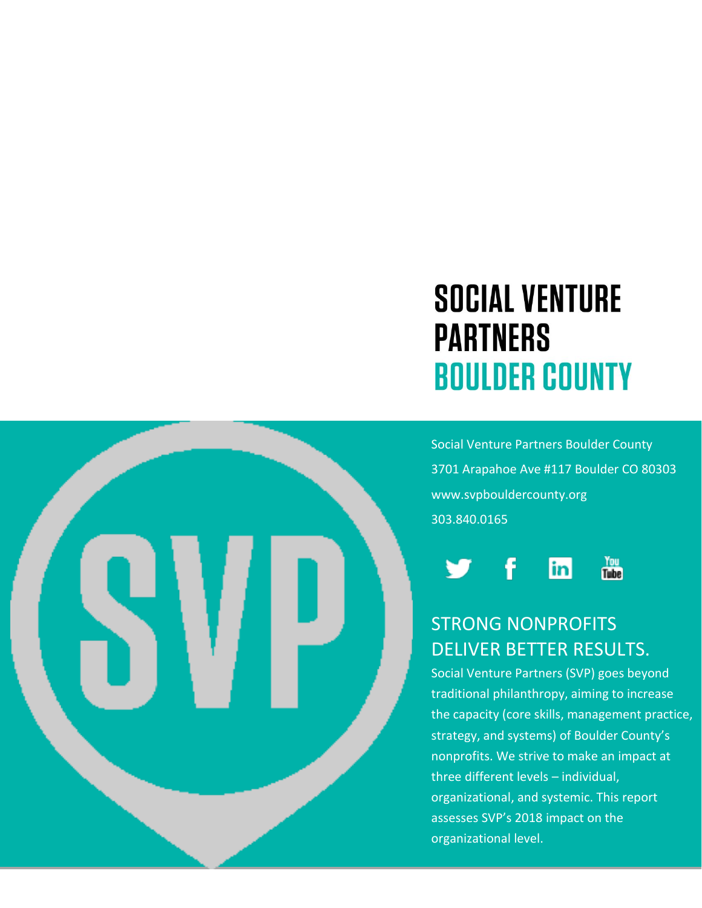# SOCIAL VENTURE PARTNERS BOULDER COUNTY

Social Venture Partners Boulder County

3701 Arapahoe Ave #117 Boulder CO 80303

www.svpbouldercounty.org

303.840.0165

## STRONG NONPROFITS DELIVER BETTER RESULTS.

Social Venture Partners (SVP) goes beyond traditional philanthropy, aiming to increase the capacity (core skills, management practice, strategy, and systems) of Boulder County's nonprofits. We strive to make an impact at three different levels – individual, organizational, and systemic. This report assesses SVP's 2018 impact on the organizational level.